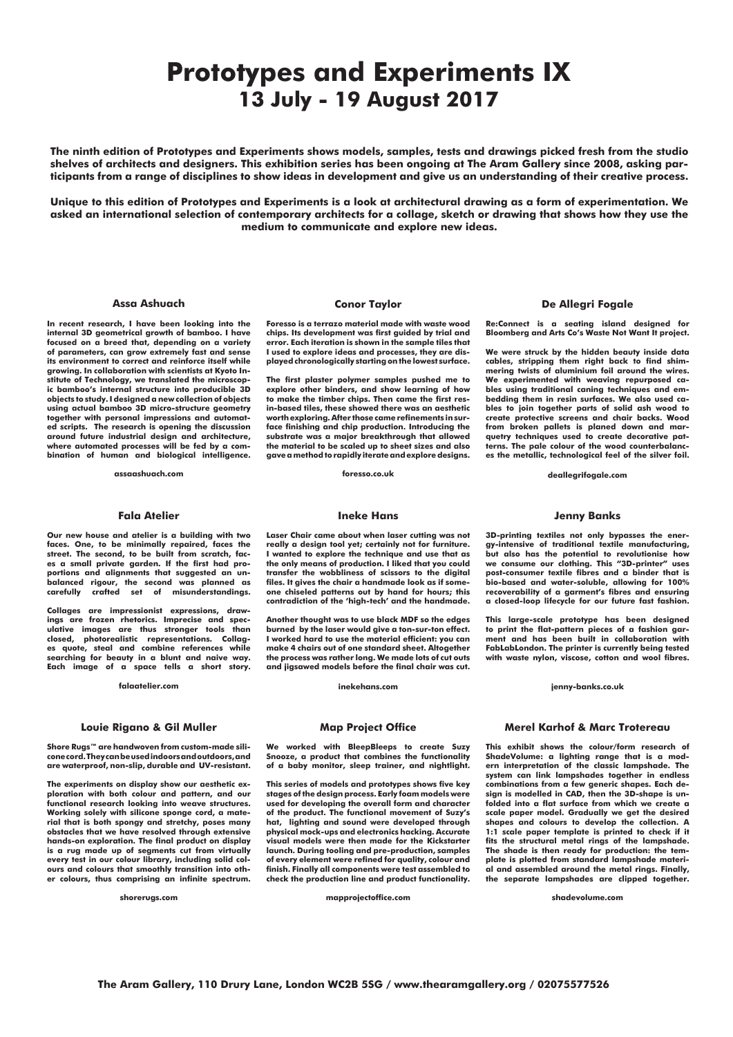# Prototypes and Experiments IX
## 13 July - 19 August 2017

**The ninth edition of Prototypes and Experiments shows models, samples, tests and drawings picked fresh from the studio shelves of architects and designers. This exhibition series has been ongoing at The Aram Gallery since 2008, asking participants from a range of disciplines to show ideas in development and give us an understanding of their creative process.**

**Unique to this edition of Prototypes and Experiments is a look at architectural drawing as a form of experimentation. We asked an international selection of contemporary architects for a collage, sketch or drawing that shows how they use the medium to communicate and explore new ideas.**

### Assa Ashuach

In recent research, I have been looking into the internal 3D geometrical growth of bamboo. I have focused on a breed that, depending on a variety of parameters, can grow extremely fast and sense its environment to correct and reinforce itself while growing. In collaboration with scientists at Kyoto Institute of Technology, we translated the microscopic bamboo's internal structure into producible 3D objects to study. I designed a new collection of objects using actual bamboo 3D micro-structure geometry together with personal impressions and automated scripts. The research is opening the discussion around future industrial design and architecture, where automated processes will be fed by a combination of human and biological intelligence.

assaashuach.com

### Conor Taylor

Foresso is a terrazo material made with waste wood chips. Its development was first guided by trial and error. Each iteration is shown in the sample tiles that I used to explore ideas and processes, they are displayed chronologically starting on the lowest surface.

The first plaster polymer samples pushed me to explore other binders, and show learning of how to make the timber chips. Then came the first resin-based tiles, these showed there was an aesthetic worth exploring. After those came refinements in surface finishing and chip production. Introducing the substrate was a major breakthrough that allowed the material to be scaled up to sheet sizes and also gave a method to rapidly iterate and explore designs.

foresso.co.uk

### De Allegri Fogale

Re:Connect is a seating island designed for Bloomberg and Arts Co's Waste Not Want It project.

We were struck by the hidden beauty inside data cables, stripping them right back to find shimmering twists of aluminium foil around the wires. We experimented with weaving repurposed cables using traditional caning techniques and embedding them in resin surfaces. We also used cables to join together parts of solid ash wood to create protective screens and chair backs. Wood from broken pallets is planed down and marquetry techniques used to create decorative patterns. The pale colour of the wood counterbalances the metallic, technological feel of the silver foil.

deallegrifogale.com

### Fala Atelier

Our new house and atelier is a building with two faces. One, to be minimally repaired, faces the street. The second, to be built from scratch, faces a small private garden. If the first had proportions and alignments that suggested an unbalanced rigour, the second was planned as carefully crafted set of misunderstandings.

Collages are impressionist expressions, drawings are frozen rhetorics. Imprecise and speculative images are thus stronger tools than closed, photorealistic representations. Collages quote, steal and combine references while searching for beauty in a blunt and naive way. Each image of a space tells a short story.

falaatelier.com

### Ineke Hans

Laser Chair came about when laser cutting was not really a design tool yet; certainly not for furniture. I wanted to explore the technique and use that as the only means of production. I liked that you could transfer the wobbliness of scissors to the digital files. It gives the chair a handmade look as if someone chiseled patterns out by hand for hours; this contradiction of the 'high-tech' and the handmade.

Another thought was to use black MDF so the edges burned by the laser would give a ton-sur-ton effect. I worked hard to use the material efficient: you can make 4 chairs out of one standard sheet. Altogether the process was rather long. We made lots of cut outs and jigsawed models before the final chair was cut.

inekehans.com

### Jenny Banks

3D-printing textiles not only bypasses the energy-intensive of traditional textile manufacturing, but also has the potential to revolutionise how we consume our clothing. This "3D-printer" uses post-consumer textile fibres and a binder that is bio-based and water-soluble, allowing for 100% recoverability of a garment's fibres and ensuring a closed-loop lifecycle for our future fast fashion.

This large-scale prototype has been designed to print the flat-pattern pieces of a fashion garment and has been built in collaboration with FabLabLondon. The printer is currently being tested with waste nylon, viscose, cotton and wool fibres.

jenny-banks.co.uk

### Louie Rigano & Gil Muller

Shore Rugs™ are handwoven from custom-made silicone cord. They can be used indoors and outdoors, and are waterproof, non-slip, durable and UV-resistant.

The experiments on display show our aesthetic exploration with both colour and pattern, and our functional research looking into weave structures. Working solely with silicone sponge cord, a material that is both spongy and stretchy, poses many obstacles that we have resolved through extensive hands-on exploration. The final product on display is a rug made up of segments cut from virtually every test in our colour library, including solid colours and colours that smoothly transition into other colours, thus comprising an infinite spectrum.

shorerugs.com

### Map Project Office

We worked with BleepBleeps to create Suzy Snooze, a product that combines the functionality of a baby monitor, sleep trainer, and nightlight.

This series of models and prototypes shows five key stages of the design process. Early foam models were used for developing the overall form and character of the product. The functional movement of Suzy's hat, lighting and sound were developed through physical mock-ups and electronics hacking. Accurate visual models were then made for the Kickstarter launch. During tooling and pre-production, samples of every element were refined for quality, colour and finish. Finally all components were test assembled to check the production line and product functionality.

mapprojectoffice.com

### Merel Karhof & Marc Trotereau

This exhibit shows the colour/form research of ShadeVolume: a lighting range that is a modern interpretation of the classic lampshade. The system can link lampshades together in endless combinations from a few generic shapes. Each design is modelled in CAD, then the 3D-shape is unfolded into a flat surface from which we create a scale paper model. Gradually we get the desired shapes and colours to develop the collection. A 1:1 scale paper template is printed to check if it fits the structural metal rings of the lampshade. The shade is then ready for production: the template is plotted from standard lampshade material and assembled around the metal rings. Finally, the separate lampshades are clipped together.

shadevolume.com

**The Aram Gallery, 110 Drury Lane, London WC2B 5SG / www.thearamgallery.org / 02075577526**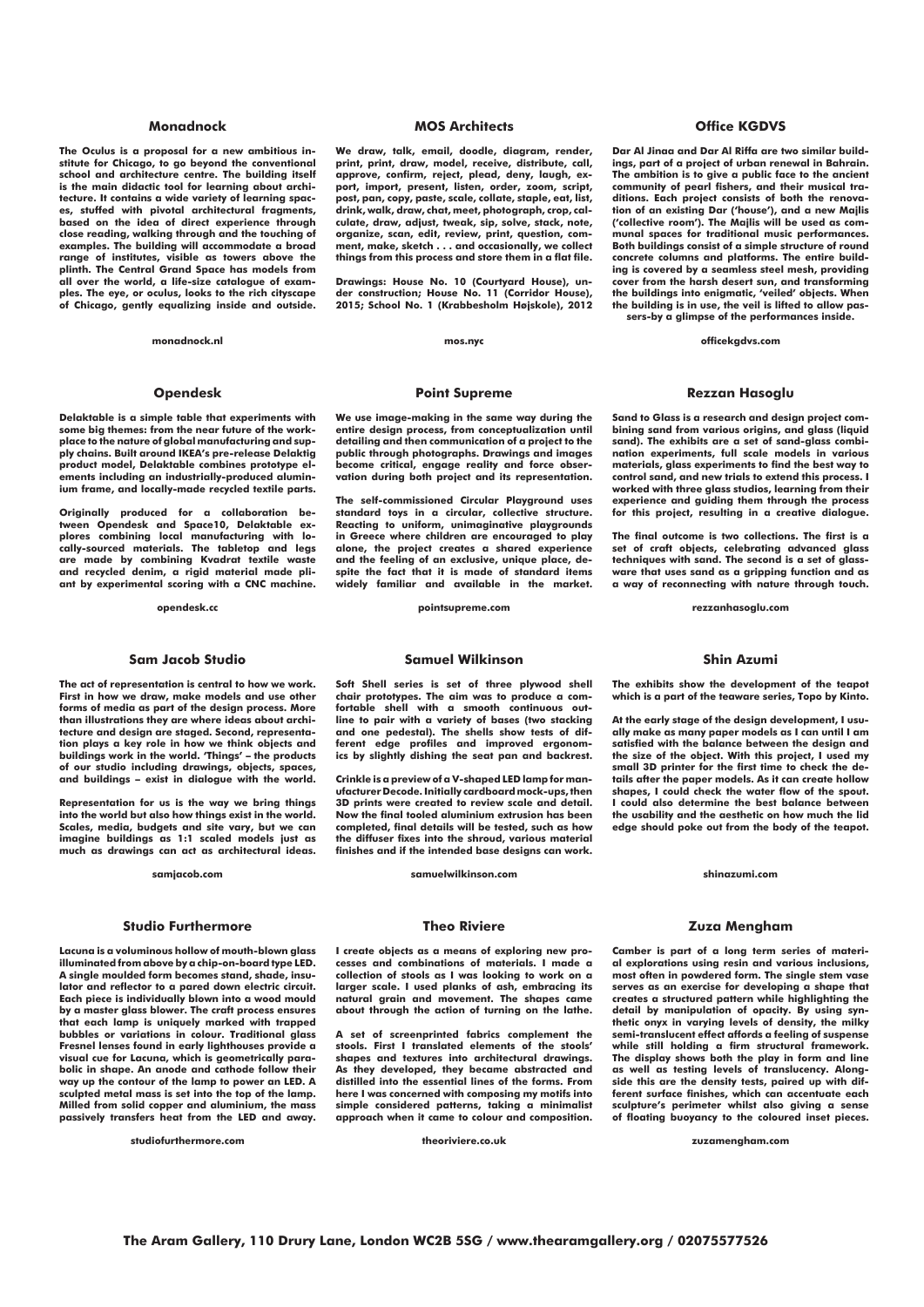## Monadnock

The Oculus is a proposal for a new ambitious institute for Chicago, to go beyond the conventional school and architecture centre. The building itself is the main didactic tool for learning about architecture. It contains a wide variety of learning spaces, stuffed with pivotal architectural fragments, based on the idea of direct experience through close reading, walking through and the touching of examples. The building will accommodate a broad range of institutes, visible as towers above the plinth. The Central Grand Space has models from all over the world, a life-size catalogue of examples. The eye, or oculus, looks to the rich cityscape of Chicago, gently equalizing inside and outside.

monadnock.nl

## MOS Architects

We draw, talk, email, doodle, diagram, render, print, print, draw, model, receive, distribute, call, approve, confirm, reject, plead, deny, laugh, export, import, present, listen, order, zoom, script, post, pan, copy, paste, scale, collate, staple, eat, list, drink, walk, draw, chat, meet, photograph, crop, calculate, draw, adjust, tweak, sip, solve, stack, note, organize, scan, edit, review, print, question, comment, make, sketch . . . and occasionally, we collect things from this process and store them in a flat file.

Drawings: House No. 10 (Courtyard House), under construction; House No. 11 (Corridor House), 2015; School No. 1 (Krabbesholm Højskole), 2012

mos.nyc

## Office KGDVS

Dar Al Jinaa and Dar Al Riffa are two similar buildings, part of a project of urban renewal in Bahrain. The ambition is to give a public face to the ancient community of pearl fishers, and their musical traditions. Each project consists of both the renovation of an existing Dar ('house'), and a new Majlis ('collective room'). The Majlis will be used as communal spaces for traditional music performances. Both buildings consist of a simple structure of round concrete columns and platforms. The entire building is covered by a seamless steel mesh, providing cover from the harsh desert sun, and transforming the buildings into enigmatic, 'veiled' objects. When the building is in use, the veil is lifted to allow passers-by a glimpse of the performances inside.

officekgdvs.com

## Opendesk

Delaktable is a simple table that experiments with some big themes: from the near future of the workplace to the nature of global manufacturing and supply chains. Built around IKEA's pre-release Delaktig product model, Delaktable combines prototype elements including an industrially-produced aluminium frame, and locally-made recycled textile parts.

Originally produced for a collaboration between Opendesk and Space10, Delaktable explores combining local manufacturing with locally-sourced materials. The tabletop and legs are made by combining Kvadrat textile waste and recycled denim, a rigid material made pliant by experimental scoring with a CNC machine.

opendesk.cc

## Point Supreme

We use image-making in the same way during the entire design process, from conceptualization until detailing and then communication of a project to the public through photographs. Drawings and images become critical, engage reality and force observation during both project and its representation.

The self-commissioned Circular Playground uses standard toys in a circular, collective structure. Reacting to uniform, unimaginative playgrounds in Greece where children are encouraged to play alone, the project creates a shared experience and the feeling of an exclusive, unique place, despite the fact that it is made of standard items widely familiar and available in the market.

pointsupreme.com

## Rezzan Hasoglu

Sand to Glass is a research and design project combining sand from various origins, and glass (liquid sand). The exhibits are a set of sand-glass combination experiments, full scale models in various materials, glass experiments to find the best way to control sand, and new trials to extend this process. I worked with three glass studios, learning from their experience and guiding them through the process for this project, resulting in a creative dialogue.

The final outcome is two collections. The first is a set of craft objects, celebrating advanced glass techniques with sand. The second is a set of glassware that uses sand as a gripping function and as a way of reconnecting with nature through touch.

rezzanhasoglu.com

## Sam Jacob Studio

The act of representation is central to how we work. First in how we draw, make models and use other forms of media as part of the design process. More than illustrations they are where ideas about architecture and design are staged. Second, representation plays a key role in how we think objects and buildings work in the world. 'Things' – the products of our studio including drawings, objects, spaces, and buildings – exist in dialogue with the world.

Representation for us is the way we bring things into the world but also how things exist in the world. Scales, media, budgets and site vary, but we can imagine buildings as 1:1 scaled models just as much as drawings can act as architectural ideas.

samjacob.com

## Samuel Wilkinson

Soft Shell series is set of three plywood shell chair prototypes. The aim was to produce a comfortable shell with a smooth continuous outline to pair with a variety of bases (two stacking and one pedestal). The shells show tests of different edge profiles and improved ergonomics by slightly dishing the seat pan and backrest.

Crinkle is a preview of a V-shaped LED lamp for manufacturer Decode. Initially cardboard mock-ups, then 3D prints were created to review scale and detail. Now the final tooled aluminium extrusion has been completed, final details will be tested, such as how the diffuser fixes into the shroud, various material finishes and if the intended base designs can work.

samuelwilkinson.com

## Shin Azumi

The exhibits show the development of the teapot which is a part of the teaware series, Topo by Kinto.

At the early stage of the design development, I usually make as many paper models as I can until I am satisfied with the balance between the design and the size of the object. With this project, I used my small 3D printer for the first time to check the details after the paper models. As it can create hollow shapes, I could check the water flow of the spout. I could also determine the best balance between the usability and the aesthetic on how much the lid edge should poke out from the body of the teapot.

shinazumi.com

## Studio Furthermore

Lacuna is a voluminous hollow of mouth-blown glass illuminated from above by a chip-on-board type LED. A single moulded form becomes stand, shade, insulator and reflector to a pared down electric circuit. Each piece is individually blown into a wood mould by a master glass blower. The craft process ensures that each lamp is uniquely marked with trapped bubbles or variations in colour. Traditional glass Fresnel lenses found in early lighthouses provide a visual cue for Lacuna, which is geometrically parabolic in shape. An anode and cathode follow their way up the contour of the lamp to power an LED. A sculpted metal mass is set into the top of the lamp. Milled from solid copper and aluminium, the mass passively transfers heat from the LED and away.

studiofurthermore.com

## Theo Riviere

I create objects as a means of exploring new processes and combinations of materials. I made a collection of stools as I was looking to work on a larger scale. I used planks of ash, embracing its natural grain and movement. The shapes came about through the action of turning on the lathe.

A set of screenprinted fabrics complement the stools. First I translated elements of the stools' shapes and textures into architectural drawings. As they developed, they became abstracted and distilled into the essential lines of the forms. From here I was concerned with composing my motifs into simple considered patterns, taking a minimalist approach when it came to colour and composition.

theoriviere.co.uk

## Zuza Mengham

Camber is part of a long term series of material explorations using resin and various inclusions, most often in powdered form. The single stem vase serves as an exercise for developing a shape that creates a structured pattern while highlighting the detail by manipulation of opacity. By using synthetic onyx in varying levels of density, the milky semi-translucent effect affords a feeling of suspense while still holding a firm structural framework. The display shows both the play in form and line as well as testing levels of translucency. Alongside this are the density tests, paired up with different surface finishes, which can accentuate each sculpture's perimeter whilst also giving a sense of floating buoyancy to the coloured inset pieces.

zuzamengham.com

**The Aram Gallery, 110 Drury Lane, London WC2B 5SG / www.thearamgallery.org / 02075577526**